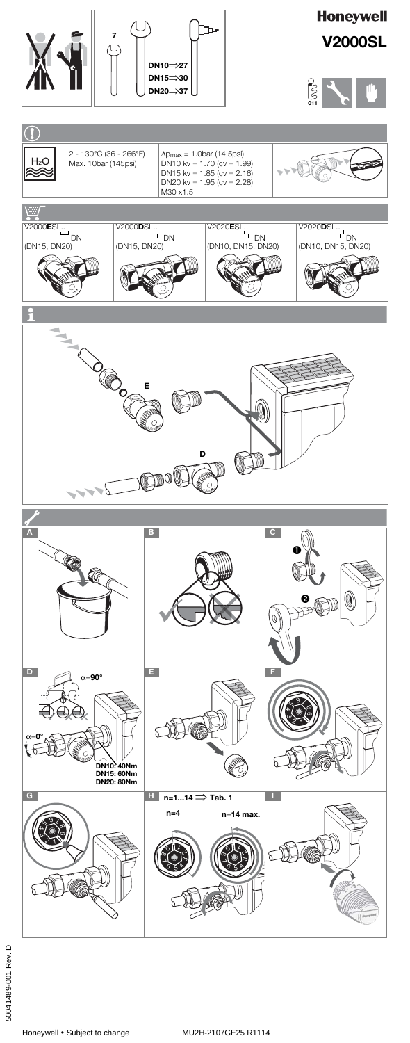# Honeywell

## V2000SL

7

DN10⇒27
DN15⇒30
DN20⇒37

011

---

$H_2O$

2 - 130°C (36 - 266°F)
Max. 10bar (145psi)

$\Delta p_{max}$ = 1.0bar (14.5psi)
DN10 kv = 1.70 (cv = 1.99)
DN15 kv = 1.85 (cv = 2.16)
DN20 kv = 1.95 (cv = 2.28)
M30 x1.5

---

| V2000**E**SL.. DN | V2000**D**SL.. DN | V2020**E**SL.. DN | V2020**D**SL.. DN |
|---|---|---|---|
| (DN15, DN20) | (DN15, DN20) | (DN10, DN15, DN20) | (DN10, DN15, DN20) |

---

E

D

---

A

B

C

❶

❷

D

α=90°

α=0°

DN10: 40Nm
DN15: 60Nm
DN20: 80Nm

E

F

G

H n=1...14 ⇒ Tab. 1

n=4

n=14 max.

I

50041489-001 Rev. D

Honeywell • Subject to change MU2H-2107GE25 R1114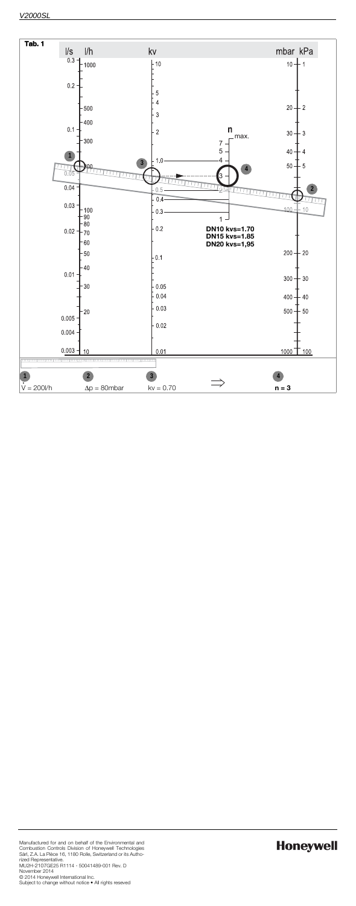**Tab. 1**

l/s l/h kv mbar kPa

0.3 1000 10 10 1
0.2 5 4 20 2
500 3
400
0.1 300 2 30 3
n max. 7 5 4 40 4
1 3 1.0 50 5
200 4
0.05 3
0.04 2 2
0.5
0.4
0.03 100 0.3 100 10
90 1
80
0.02 70 0.2 **DN10 kvs=1.70**
60 **DN15 kvs=1.85**
**DN20 kvs=1,95**
50 0.1 200 20
40
0.01 300 30
30 0.05
0.04 400 40
0.03 500 50
0.005 20
0.02
0.004
0.003 10 0.01 1000 100

1 $\dot{V}$ = 200l/h

2 Δp = 80mbar

3 kv = 0.70

⇒

4 **n = 3**

Manufactured for and on behalf of the Environmental and Combustion Controls Division of Honeywell Technologies Sàrl, Z.A. La Pièce 16, 1180 Rolle, Switzerland or its Authorized Representative.
MU2H-2107GE25 R1114 - 50041489-001 Rev. D
November 2014
© 2014 Honeywell International Inc.
Subject to change without notice • All rights reseved

**Honeywell**